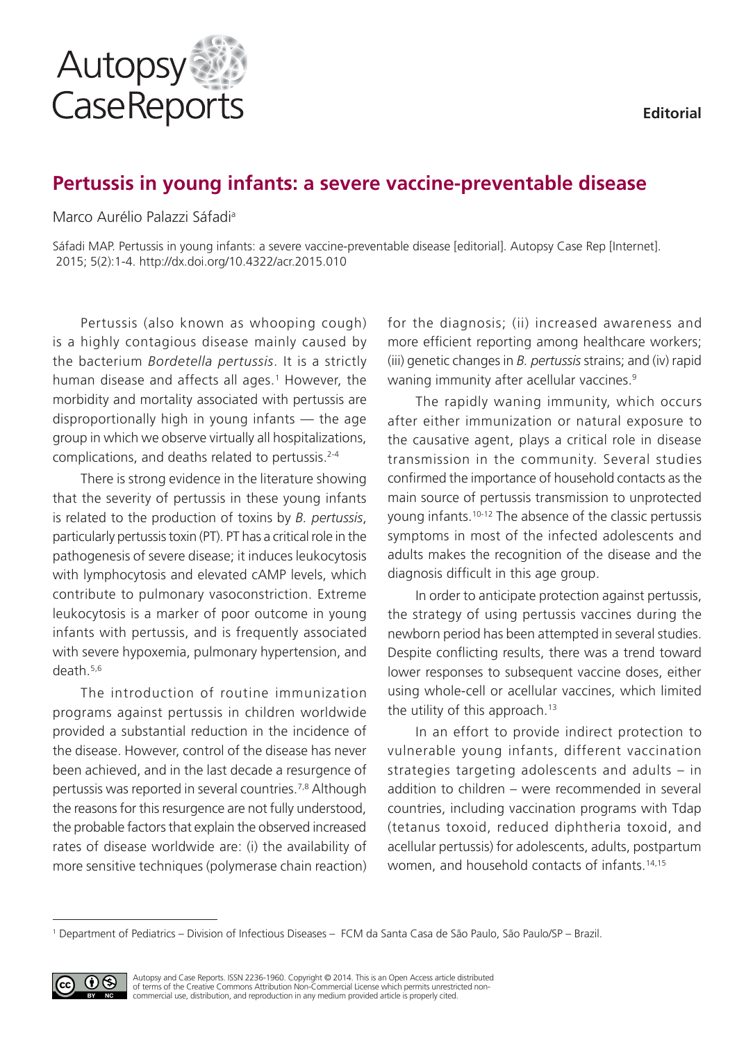Editorial

# Pertussis in young infants: a severe vaccine-preventable disease

Marco Aurélio Palazzi Sáfadi[a]

Sáfadi MAP. Pertussis in young infants: a severe vaccine-preventable disease [editorial]. Autopsy Case Rep [Internet]. 2015; 5(2):1-4. http://dx.doi.org/10.4322/acr.2015.010

Pertussis (also known as whooping cough) is a highly contagious disease mainly caused by the bacterium *Bordetella pertussis*. It is a strictly human disease and affects all ages.[1] However, the morbidity and mortality associated with pertussis are disproportionally high in young infants — the age group in which we observe virtually all hospitalizations, complications, and deaths related to pertussis.[2-4]

There is strong evidence in the literature showing that the severity of pertussis in these young infants is related to the production of toxins by *B. pertussis*, particularly pertussis toxin (PT). PT has a critical role in the pathogenesis of severe disease; it induces leukocytosis with lymphocytosis and elevated cAMP levels, which contribute to pulmonary vasoconstriction. Extreme leukocytosis is a marker of poor outcome in young infants with pertussis, and is frequently associated with severe hypoxemia, pulmonary hypertension, and death.[5,6]

The introduction of routine immunization programs against pertussis in children worldwide provided a substantial reduction in the incidence of the disease. However, control of the disease has never been achieved, and in the last decade a resurgence of pertussis was reported in several countries.[7,8] Although the reasons for this resurgence are not fully understood, the probable factors that explain the observed increased rates of disease worldwide are: (i) the availability of more sensitive techniques (polymerase chain reaction) for the diagnosis; (ii) increased awareness and more efficient reporting among healthcare workers; (iii) genetic changes in *B. pertussis* strains; and (iv) rapid waning immunity after acellular vaccines.[9]

The rapidly waning immunity, which occurs after either immunization or natural exposure to the causative agent, plays a critical role in disease transmission in the community. Several studies confirmed the importance of household contacts as the main source of pertussis transmission to unprotected young infants.[10-12] The absence of the classic pertussis symptoms in most of the infected adolescents and adults makes the recognition of the disease and the diagnosis difficult in this age group.

In order to anticipate protection against pertussis, the strategy of using pertussis vaccines during the newborn period has been attempted in several studies. Despite conflicting results, there was a trend toward lower responses to subsequent vaccine doses, either using whole-cell or acellular vaccines, which limited the utility of this approach.[13]

In an effort to provide indirect protection to vulnerable young infants, different vaccination strategies targeting adolescents and adults – in addition to children – were recommended in several countries, including vaccination programs with Tdap (tetanus toxoid, reduced diphtheria toxoid, and acellular pertussis) for adolescents, adults, postpartum women, and household contacts of infants.[14,15]

---

[1] Department of Pediatrics – Division of Infectious Diseases – FCM da Santa Casa de São Paulo, São Paulo/SP – Brazil.

Autopsy and Case Reports. ISSN 2236-1960. Copyright © 2014. This is an Open Access article distributed of terms of the Creative Commons Attribution Non-Commercial License which permits unrestricted non-commercial use, distribution, and reproduction in any medium provided article is properly cited.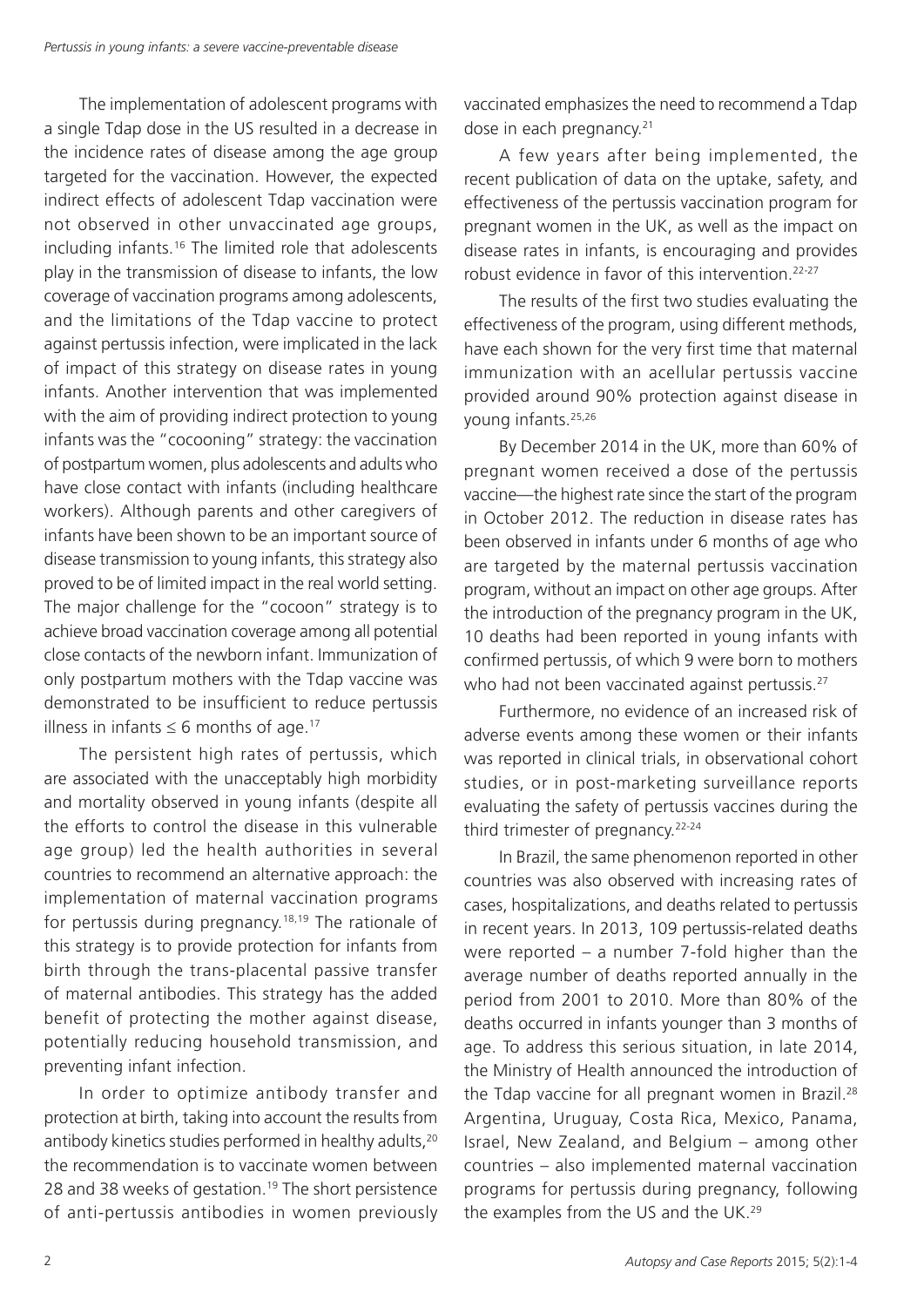The implementation of adolescent programs with a single Tdap dose in the US resulted in a decrease in the incidence rates of disease among the age group targeted for the vaccination. However, the expected indirect effects of adolescent Tdap vaccination were not observed in other unvaccinated age groups, including infants.[16] The limited role that adolescents play in the transmission of disease to infants, the low coverage of vaccination programs among adolescents, and the limitations of the Tdap vaccine to protect against pertussis infection, were implicated in the lack of impact of this strategy on disease rates in young infants. Another intervention that was implemented with the aim of providing indirect protection to young infants was the "cocooning" strategy: the vaccination of postpartum women, plus adolescents and adults who have close contact with infants (including healthcare workers). Although parents and other caregivers of infants have been shown to be an important source of disease transmission to young infants, this strategy also proved to be of limited impact in the real world setting. The major challenge for the "cocoon" strategy is to achieve broad vaccination coverage among all potential close contacts of the newborn infant. Immunization of only postpartum mothers with the Tdap vaccine was demonstrated to be insufficient to reduce pertussis illness in infants ≤ 6 months of age.[17]

The persistent high rates of pertussis, which are associated with the unacceptably high morbidity and mortality observed in young infants (despite all the efforts to control the disease in this vulnerable age group) led the health authorities in several countries to recommend an alternative approach: the implementation of maternal vaccination programs for pertussis during pregnancy.[18,19] The rationale of this strategy is to provide protection for infants from birth through the trans-placental passive transfer of maternal antibodies. This strategy has the added benefit of protecting the mother against disease, potentially reducing household transmission, and preventing infant infection.

In order to optimize antibody transfer and protection at birth, taking into account the results from antibody kinetics studies performed in healthy adults,[20] the recommendation is to vaccinate women between 28 and 38 weeks of gestation.[19] The short persistence of anti-pertussis antibodies in women previously vaccinated emphasizes the need to recommend a Tdap dose in each pregnancy.[21]

A few years after being implemented, the recent publication of data on the uptake, safety, and effectiveness of the pertussis vaccination program for pregnant women in the UK, as well as the impact on disease rates in infants, is encouraging and provides robust evidence in favor of this intervention.[22-27]

The results of the first two studies evaluating the effectiveness of the program, using different methods, have each shown for the very first time that maternal immunization with an acellular pertussis vaccine provided around 90% protection against disease in young infants.[25,26]

By December 2014 in the UK, more than 60% of pregnant women received a dose of the pertussis vaccine—the highest rate since the start of the program in October 2012. The reduction in disease rates has been observed in infants under 6 months of age who are targeted by the maternal pertussis vaccination program, without an impact on other age groups. After the introduction of the pregnancy program in the UK, 10 deaths had been reported in young infants with confirmed pertussis, of which 9 were born to mothers who had not been vaccinated against pertussis.[27]

Furthermore, no evidence of an increased risk of adverse events among these women or their infants was reported in clinical trials, in observational cohort studies, or in post-marketing surveillance reports evaluating the safety of pertussis vaccines during the third trimester of pregnancy.[22-24]

In Brazil, the same phenomenon reported in other countries was also observed with increasing rates of cases, hospitalizations, and deaths related to pertussis in recent years. In 2013, 109 pertussis-related deaths were reported – a number 7-fold higher than the average number of deaths reported annually in the period from 2001 to 2010. More than 80% of the deaths occurred in infants younger than 3 months of age. To address this serious situation, in late 2014, the Ministry of Health announced the introduction of the Tdap vaccine for all pregnant women in Brazil.[28] Argentina, Uruguay, Costa Rica, Mexico, Panama, Israel, New Zealand, and Belgium – among other countries – also implemented maternal vaccination programs for pertussis during pregnancy, following the examples from the US and the UK.[29]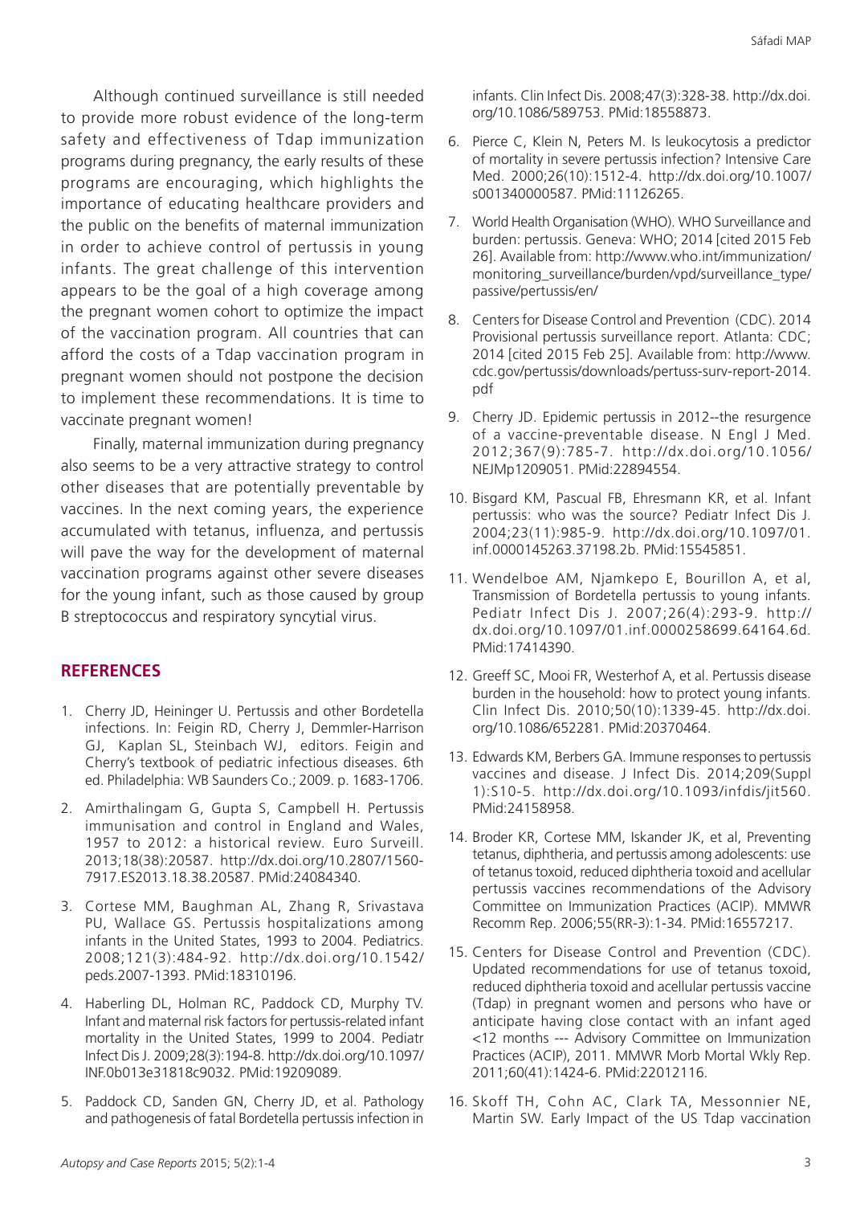Although continued surveillance is still needed to provide more robust evidence of the long-term safety and effectiveness of Tdap immunization programs during pregnancy, the early results of these programs are encouraging, which highlights the importance of educating healthcare providers and the public on the benefits of maternal immunization in order to achieve control of pertussis in young infants. The great challenge of this intervention appears to be the goal of a high coverage among the pregnant women cohort to optimize the impact of the vaccination program. All countries that can afford the costs of a Tdap vaccination program in pregnant women should not postpone the decision to implement these recommendations. It is time to vaccinate pregnant women!

Finally, maternal immunization during pregnancy also seems to be a very attractive strategy to control other diseases that are potentially preventable by vaccines. In the next coming years, the experience accumulated with tetanus, influenza, and pertussis will pave the way for the development of maternal vaccination programs against other severe diseases for the young infant, such as those caused by group B streptococcus and respiratory syncytial virus.

## REFERENCES

1. Cherry JD, Heininger U. Pertussis and other Bordetella infections. In: Feigin RD, Cherry J, Demmler-Harrison GJ, Kaplan SL, Steinbach WJ, editors. Feigin and Cherry's textbook of pediatric infectious diseases. 6th ed. Philadelphia: WB Saunders Co.; 2009. p. 1683-1706.
2. Amirthalingam G, Gupta S, Campbell H. Pertussis immunisation and control in England and Wales, 1957 to 2012: a historical review. Euro Surveill. 2013;18(38):20587. http://dx.doi.org/10.2807/1560-7917.ES2013.18.38.20587. PMid:24084340.
3. Cortese MM, Baughman AL, Zhang R, Srivastava PU, Wallace GS. Pertussis hospitalizations among infants in the United States, 1993 to 2004. Pediatrics. 2008;121(3):484-92. http://dx.doi.org/10.1542/peds.2007-1393. PMid:18310196.
4. Haberling DL, Holman RC, Paddock CD, Murphy TV. Infant and maternal risk factors for pertussis-related infant mortality in the United States, 1999 to 2004. Pediatr Infect Dis J. 2009;28(3):194-8. http://dx.doi.org/10.1097/INF.0b013e31818c9032. PMid:19209089.
5. Paddock CD, Sanden GN, Cherry JD, et al. Pathology and pathogenesis of fatal Bordetella pertussis infection in infants. Clin Infect Dis. 2008;47(3):328-38. http://dx.doi.org/10.1086/589753. PMid:18558873.
6. Pierce C, Klein N, Peters M. Is leukocytosis a predictor of mortality in severe pertussis infection? Intensive Care Med. 2000;26(10):1512-4. http://dx.doi.org/10.1007/s001340000587. PMid:11126265.
7. World Health Organisation (WHO). WHO Surveillance and burden: pertussis. Geneva: WHO; 2014 [cited 2015 Feb 26]. Available from: http://www.who.int/immunization/monitoring_surveillance/burden/vpd/surveillance_type/passive/pertussis/en/
8. Centers for Disease Control and Prevention (CDC). 2014 Provisional pertussis surveillance report. Atlanta: CDC; 2014 [cited 2015 Feb 25]. Available from: http://www.cdc.gov/pertussis/downloads/pertuss-surv-report-2014.pdf
9. Cherry JD. Epidemic pertussis in 2012--the resurgence of a vaccine-preventable disease. N Engl J Med. 2012;367(9):785-7. http://dx.doi.org/10.1056/NEJMp1209051. PMid:22894554.
10. Bisgard KM, Pascual FB, Ehresmann KR, et al. Infant pertussis: who was the source? Pediatr Infect Dis J. 2004;23(11):985-9. http://dx.doi.org/10.1097/01.inf.0000145263.37198.2b. PMid:15545851.
11. Wendelboe AM, Njamkepo E, Bourillon A, et al, Transmission of Bordetella pertussis to young infants. Pediatr Infect Dis J. 2007;26(4):293-9. http://dx.doi.org/10.1097/01.inf.0000258699.64164.6d. PMid:17414390.
12. Greeff SC, Mooi FR, Westerhof A, et al. Pertussis disease burden in the household: how to protect young infants. Clin Infect Dis. 2010;50(10):1339-45. http://dx.doi.org/10.1086/652281. PMid:20370464.
13. Edwards KM, Berbers GA. Immune responses to pertussis vaccines and disease. J Infect Dis. 2014;209(Suppl 1):S10-5. http://dx.doi.org/10.1093/infdis/jit560. PMid:24158958.
14. Broder KR, Cortese MM, Iskander JK, et al, Preventing tetanus, diphtheria, and pertussis among adolescents: use of tetanus toxoid, reduced diphtheria toxoid and acellular pertussis vaccines recommendations of the Advisory Committee on Immunization Practices (ACIP). MMWR Recomm Rep. 2006;55(RR-3):1-34. PMid:16557217.
15. Centers for Disease Control and Prevention (CDC). Updated recommendations for use of tetanus toxoid, reduced diphtheria toxoid and acellular pertussis vaccine (Tdap) in pregnant women and persons who have or anticipate having close contact with an infant aged <12 months --- Advisory Committee on Immunization Practices (ACIP), 2011. MMWR Morb Mortal Wkly Rep. 2011;60(41):1424-6. PMid:22012116.
16. Skoff TH, Cohn AC, Clark TA, Messonnier NE, Martin SW. Early Impact of the US Tdap vaccination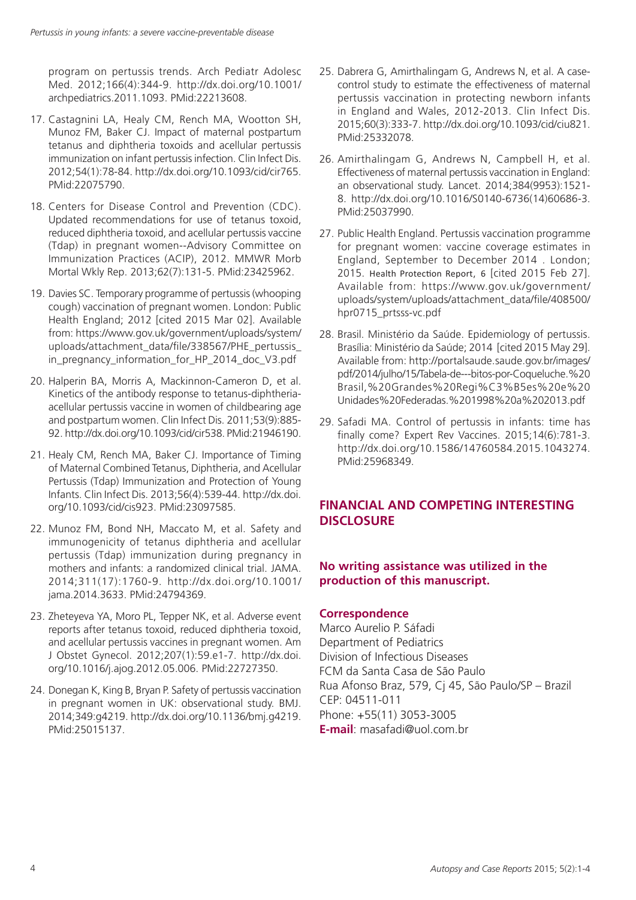program on pertussis trends. Arch Pediatr Adolesc Med. 2012;166(4):344-9. http://dx.doi.org/10.1001/archpediatrics.2011.1093. PMid:22213608.

17. Castagnini LA, Healy CM, Rench MA, Wootton SH, Munoz FM, Baker CJ. Impact of maternal postpartum tetanus and diphtheria toxoids and acellular pertussis immunization on infant pertussis infection. Clin Infect Dis. 2012;54(1):78-84. http://dx.doi.org/10.1093/cid/cir765. PMid:22075790.

18. Centers for Disease Control and Prevention (CDC). Updated recommendations for use of tetanus toxoid, reduced diphtheria toxoid, and acellular pertussis vaccine (Tdap) in pregnant women--Advisory Committee on Immunization Practices (ACIP), 2012. MMWR Morb Mortal Wkly Rep. 2013;62(7):131-5. PMid:23425962.

19. Davies SC. Temporary programme of pertussis (whooping cough) vaccination of pregnant women. London: Public Health England; 2012 [cited 2015 Mar 02]. Available from: https://www.gov.uk/government/uploads/system/uploads/attachment_data/file/338567/PHE_pertussis_in_pregnancy_information_for_HP_2014_doc_V3.pdf

20. Halperin BA, Morris A, Mackinnon-Cameron D, et al. Kinetics of the antibody response to tetanus-diphtheria-acellular pertussis vaccine in women of childbearing age and postpartum women. Clin Infect Dis. 2011;53(9):885-92. http://dx.doi.org/10.1093/cid/cir538. PMid:21946190.

21. Healy CM, Rench MA, Baker CJ. Importance of Timing of Maternal Combined Tetanus, Diphtheria, and Acellular Pertussis (Tdap) Immunization and Protection of Young Infants. Clin Infect Dis. 2013;56(4):539-44. http://dx.doi.org/10.1093/cid/cis923. PMid:23097585.

22. Munoz FM, Bond NH, Maccato M, et al. Safety and immunogenicity of tetanus diphtheria and acellular pertussis (Tdap) immunization during pregnancy in mothers and infants: a randomized clinical trial. JAMA. 2014;311(17):1760-9. http://dx.doi.org/10.1001/jama.2014.3633. PMid:24794369.

23. Zheteyeva YA, Moro PL, Tepper NK, et al. Adverse event reports after tetanus toxoid, reduced diphtheria toxoid, and acellular pertussis vaccines in pregnant women. Am J Obstet Gynecol. 2012;207(1):59.e1-7. http://dx.doi.org/10.1016/j.ajog.2012.05.006. PMid:22727350.

24. Donegan K, King B, Bryan P. Safety of pertussis vaccination in pregnant women in UK: observational study. BMJ. 2014;349:g4219. http://dx.doi.org/10.1136/bmj.g4219. PMid:25015137.

25. Dabrera G, Amirthalingam G, Andrews N, et al. A case-control study to estimate the effectiveness of maternal pertussis vaccination in protecting newborn infants in England and Wales, 2012-2013. Clin Infect Dis. 2015;60(3):333-7. http://dx.doi.org/10.1093/cid/ciu821. PMid:25332078.

26. Amirthalingam G, Andrews N, Campbell H, et al. Effectiveness of maternal pertussis vaccination in England: an observational study. Lancet. 2014;384(9953):1521-8. http://dx.doi.org/10.1016/S0140-6736(14)60686-3. PMid:25037990.

27. Public Health England. Pertussis vaccination programme for pregnant women: vaccine coverage estimates in England, September to December 2014 . London; 2015. Health Protection Report, 6 [cited 2015 Feb 27]. Available from: https://www.gov.uk/government/uploads/system/uploads/attachment_data/file/408500/hpr0715_prtsss-vc.pdf

28. Brasil. Ministério da Saúde. Epidemiology of pertussis. Brasília: Ministério da Saúde; 2014 [cited 2015 May 29]. Available from: http://portalsaude.saude.gov.br/images/pdf/2014/julho/15/Tabela-de---bitos-por-Coqueluche.%20Brasil,%20Grandes%20Regi%C3%B5es%20e%20Unidades%20Federadas.%201998%20a%202013.pdf

29. Safadi MA. Control of pertussis in infants: time has finally come? Expert Rev Vaccines. 2015;14(6):781-3. http://dx.doi.org/10.1586/14760584.2015.1043274. PMid:25968349.

## FINANCIAL AND COMPETING INTERESTING DISCLOSURE

**No writing assistance was utilized in the production of this manuscript.**

**Correspondence**

Marco Aurelio P. Sáfadi
Department of Pediatrics
Division of Infectious Diseases
FCM da Santa Casa de São Paulo
Rua Afonso Braz, 579, Cj 45, São Paulo/SP – Brazil
CEP: 04511-011
Phone: +55(11) 3053-3005
**E-mail**: masafadi@uol.com.br